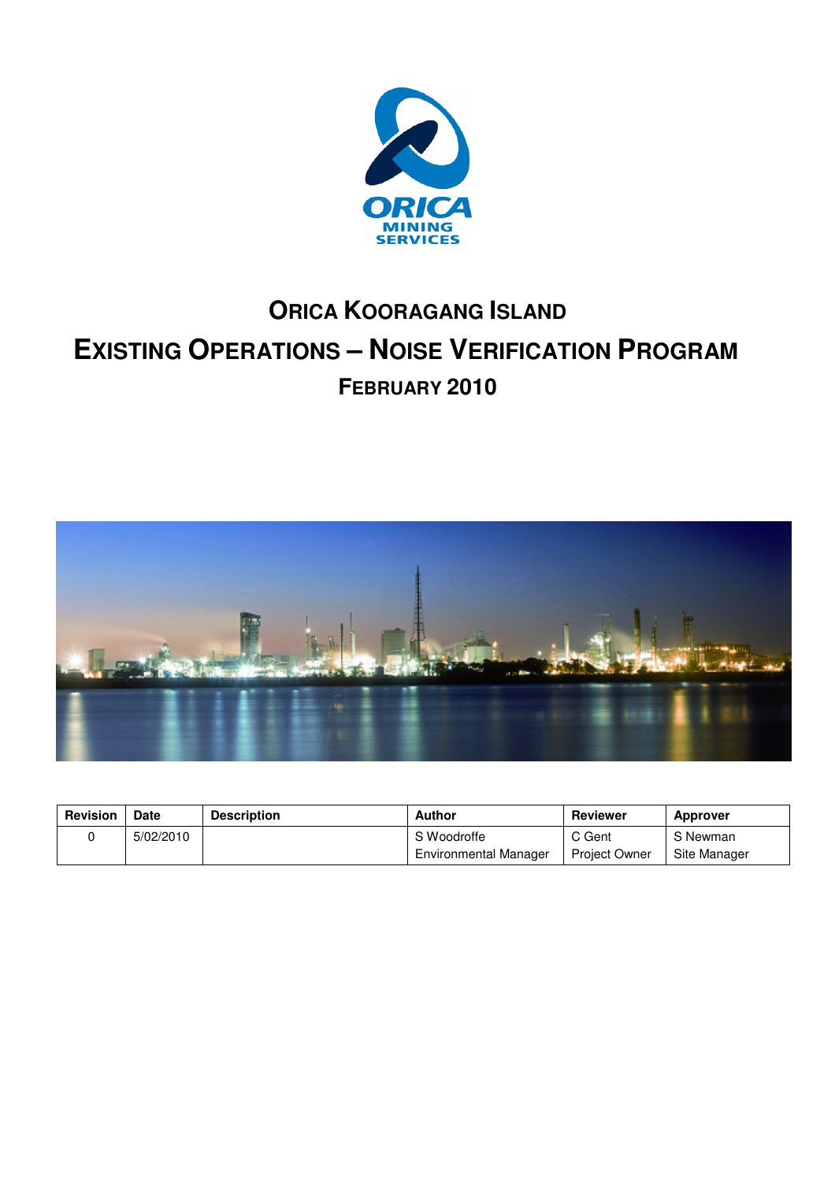# ORICA KOORAGANG ISLAND

# EXISTING OPERATIONS – NOISE VERIFICATION PROGRAM

## FEBRUARY 2010

| Revision | Date | Description | Author | Reviewer | Approver |
|---|---|---|---|---|---|
| 0 | 5/02/2010 | | S Woodroffe<br>Environmental Manager | C Gent<br>Project Owner | S Newman<br>Site Manager |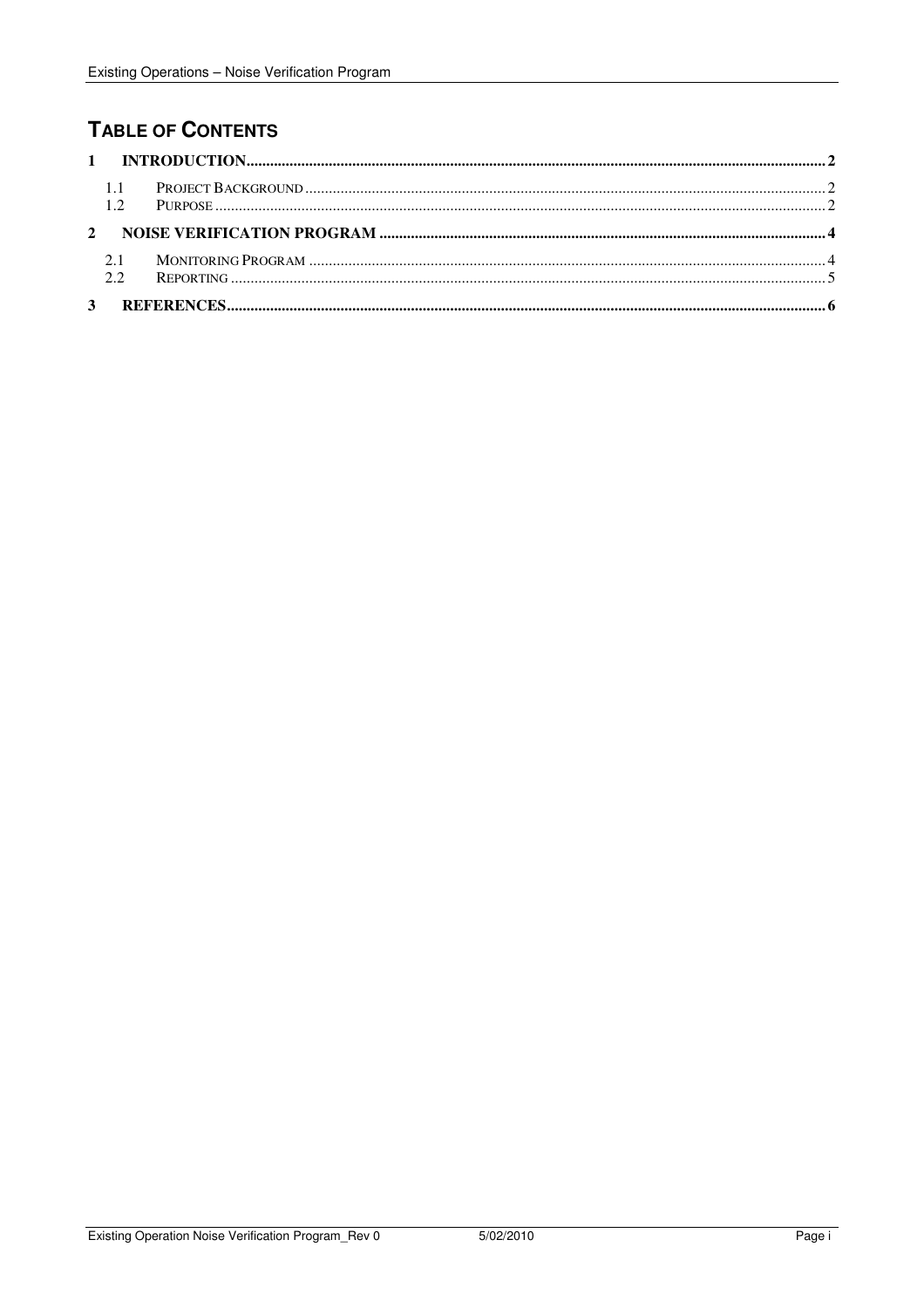## TABLE OF CONTENTS

1 INTRODUCTION ........................................................................................................ 2

1.1 PROJECT BACKGROUND ........................................................................................ 2

1.2 PURPOSE ............................................................................................................ 2

2 NOISE VERIFICATION PROGRAM ........................................................................... 4

2.1 MONITORING PROGRAM ......................................................................................... 4

2.2 REPORTING ......................................................................................................... 5

3 REFERENCES ........................................................................................................... 6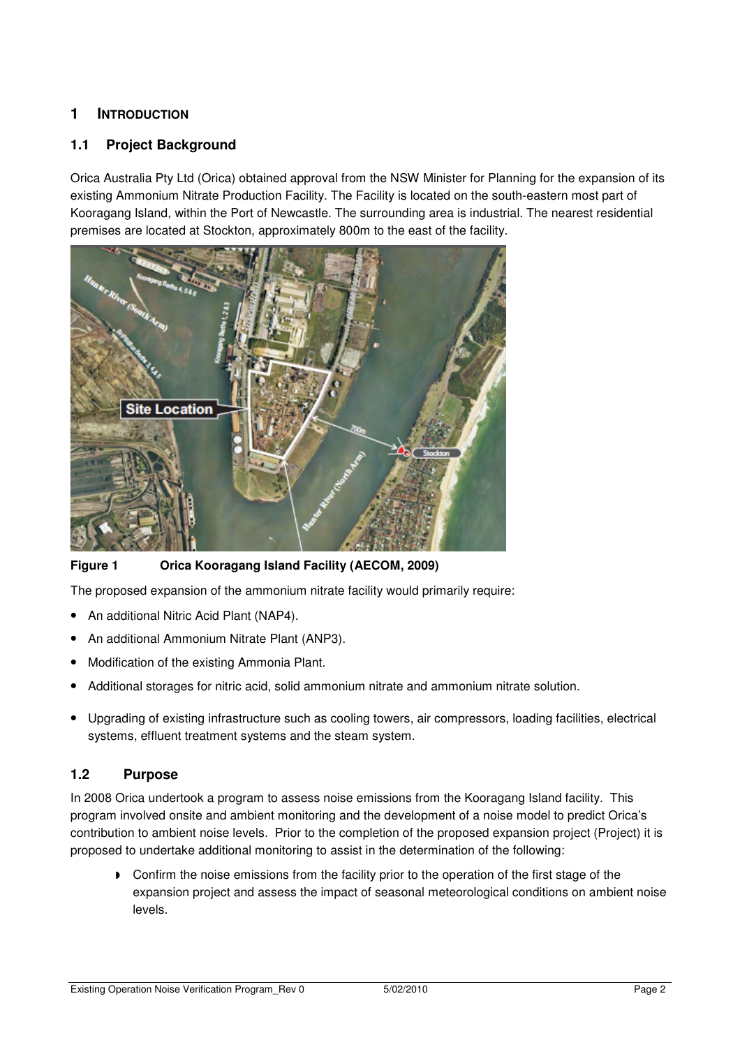# 1 INTRODUCTION

## 1.1 Project Background

Orica Australia Pty Ltd (Orica) obtained approval from the NSW Minister for Planning for the expansion of its existing Ammonium Nitrate Production Facility. The Facility is located on the south-eastern most part of Kooragang Island, within the Port of Newcastle. The surrounding area is industrial. The nearest residential premises are located at Stockton, approximately 800m to the east of the facility.

**Figure 1 Orica Kooragang Island Facility (AECOM, 2009)**

The proposed expansion of the ammonium nitrate facility would primarily require:

- An additional Nitric Acid Plant (NAP4).
- An additional Ammonium Nitrate Plant (ANP3).
- Modification of the existing Ammonia Plant.
- Additional storages for nitric acid, solid ammonium nitrate and ammonium nitrate solution.
- Upgrading of existing infrastructure such as cooling towers, air compressors, loading facilities, electrical systems, effluent treatment systems and the steam system.

## 1.2 Purpose

In 2008 Orica undertook a program to assess noise emissions from the Kooragang Island facility. This program involved onsite and ambient monitoring and the development of a noise model to predict Orica's contribution to ambient noise levels. Prior to the completion of the proposed expansion project (Project) it is proposed to undertake additional monitoring to assist in the determination of the following:

- Confirm the noise emissions from the facility prior to the operation of the first stage of the expansion project and assess the impact of seasonal meteorological conditions on ambient noise levels.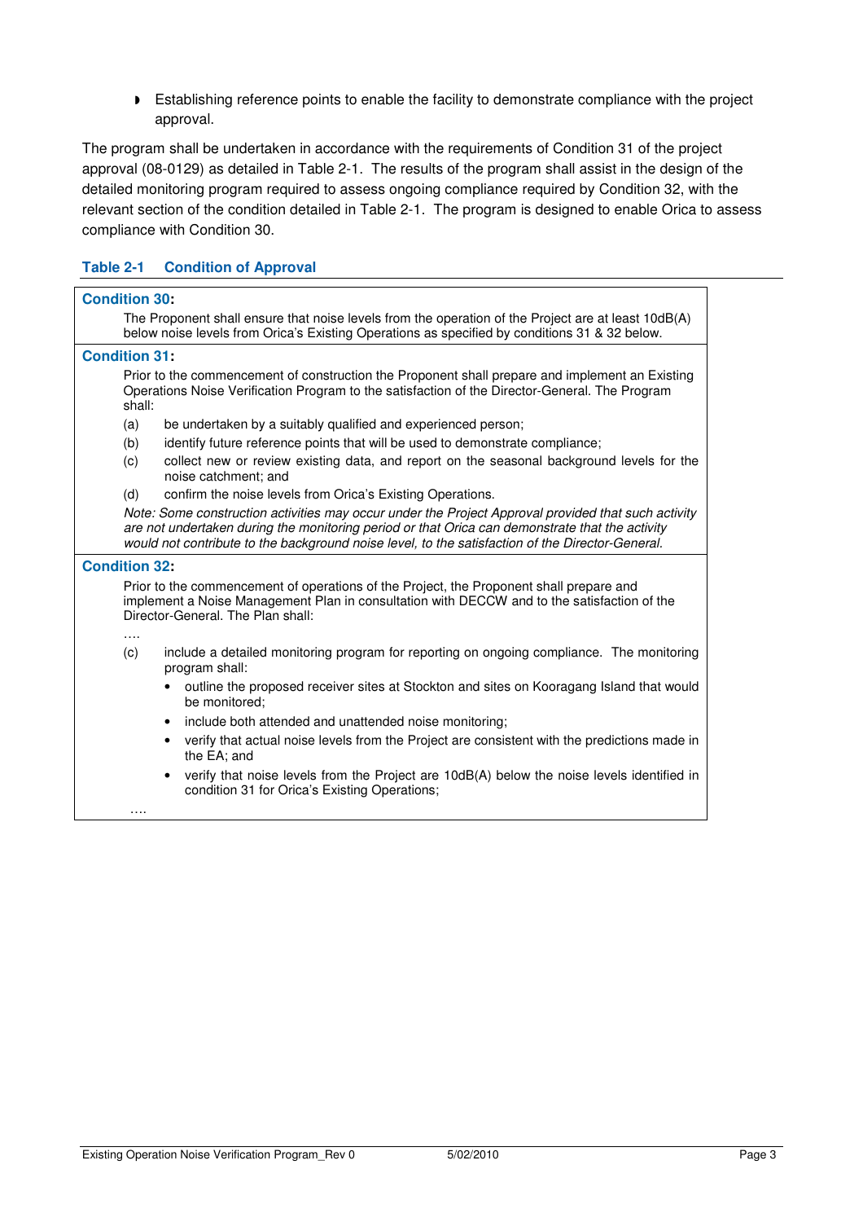- Establishing reference points to enable the facility to demonstrate compliance with the project approval.

The program shall be undertaken in accordance with the requirements of Condition 31 of the project approval (08-0129) as detailed in Table 2-1. The results of the program shall assist in the design of the detailed monitoring program required to assess ongoing compliance required by Condition 32, with the relevant section of the condition detailed in Table 2-1. The program is designed to enable Orica to assess compliance with Condition 30.

### Table 2-1 Condition of Approval

**Condition 30:**

The Proponent shall ensure that noise levels from the operation of the Project are at least 10dB(A) below noise levels from Orica's Existing Operations as specified by conditions 31 & 32 below.

**Condition 31:**

Prior to the commencement of construction the Proponent shall prepare and implement an Existing Operations Noise Verification Program to the satisfaction of the Director-General. The Program shall:

(a) be undertaken by a suitably qualified and experienced person;

(b) identify future reference points that will be used to demonstrate compliance;

(c) collect new or review existing data, and report on the seasonal background levels for the noise catchment; and

(d) confirm the noise levels from Orica's Existing Operations.

*Note: Some construction activities may occur under the Project Approval provided that such activity are not undertaken during the monitoring period or that Orica can demonstrate that the activity would not contribute to the background noise level, to the satisfaction of the Director-General.*

**Condition 32:**

Prior to the commencement of operations of the Project, the Proponent shall prepare and implement a Noise Management Plan in consultation with DECCW and to the satisfaction of the Director-General. The Plan shall:

....

(c) include a detailed monitoring program for reporting on ongoing compliance. The monitoring program shall:

- outline the proposed receiver sites at Stockton and sites on Kooragang Island that would be monitored;
- include both attended and unattended noise monitoring;
- verify that actual noise levels from the Project are consistent with the predictions made in the EA; and
- verify that noise levels from the Project are 10dB(A) below the noise levels identified in condition 31 for Orica's Existing Operations;

....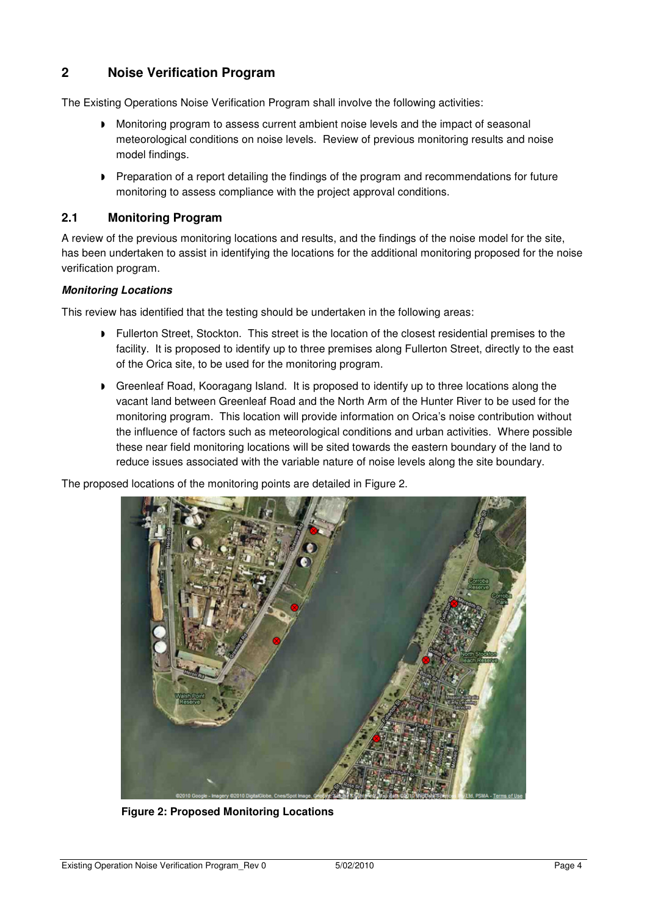## 2 Noise Verification Program

The Existing Operations Noise Verification Program shall involve the following activities:

- Monitoring program to assess current ambient noise levels and the impact of seasonal meteorological conditions on noise levels. Review of previous monitoring results and noise model findings.
- Preparation of a report detailing the findings of the program and recommendations for future monitoring to assess compliance with the project approval conditions.

### 2.1 Monitoring Program

A review of the previous monitoring locations and results, and the findings of the noise model for the site, has been undertaken to assist in identifying the locations for the additional monitoring proposed for the noise verification program.

***Monitoring Locations***

This review has identified that the testing should be undertaken in the following areas:

- Fullerton Street, Stockton. This street is the location of the closest residential premises to the facility. It is proposed to identify up to three premises along Fullerton Street, directly to the east of the Orica site, to be used for the monitoring program.
- Greenleaf Road, Kooragang Island. It is proposed to identify up to three locations along the vacant land between Greenleaf Road and the North Arm of the Hunter River to be used for the monitoring program. This location will provide information on Orica's noise contribution without the influence of factors such as meteorological conditions and urban activities. Where possible these near field monitoring locations will be sited towards the eastern boundary of the land to reduce issues associated with the variable nature of noise levels along the site boundary.

The proposed locations of the monitoring points are detailed in Figure 2.

**Figure 2: Proposed Monitoring Locations**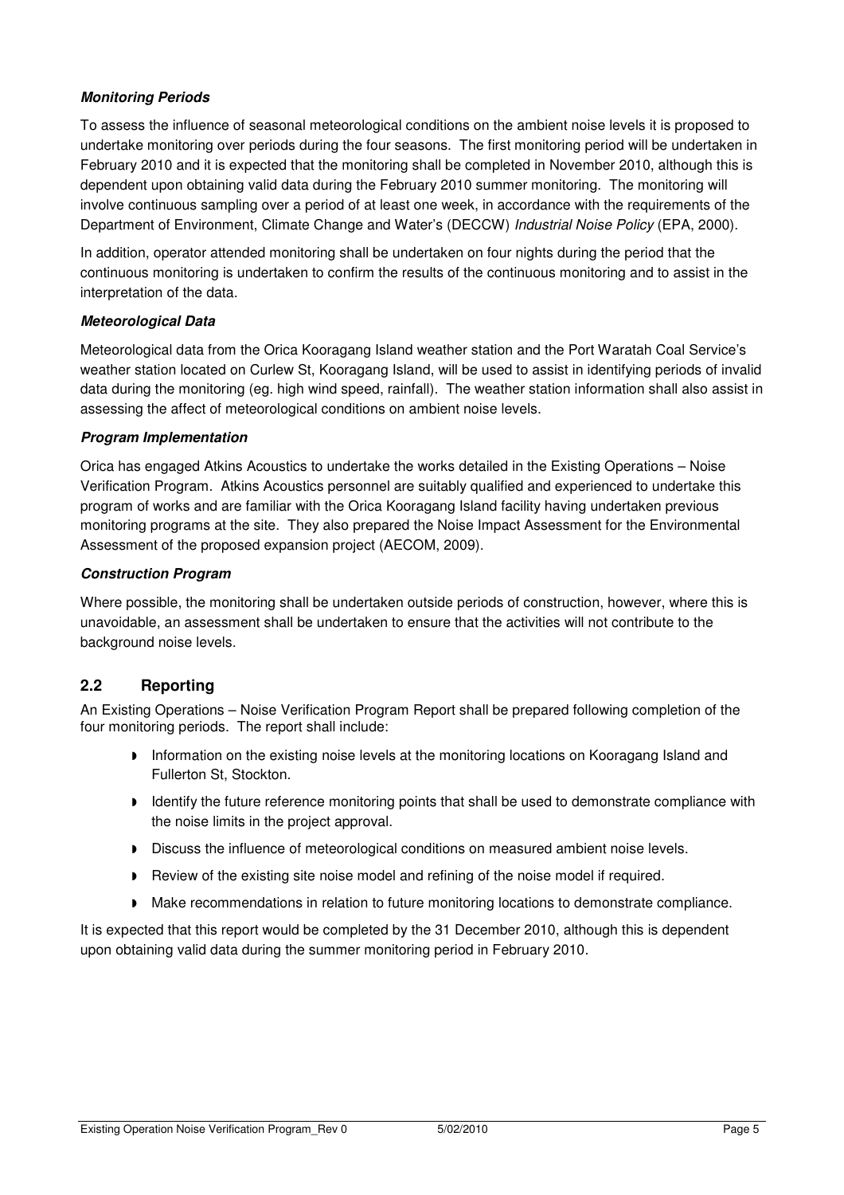***Monitoring Periods***

To assess the influence of seasonal meteorological conditions on the ambient noise levels it is proposed to undertake monitoring over periods during the four seasons. The first monitoring period will be undertaken in February 2010 and it is expected that the monitoring shall be completed in November 2010, although this is dependent upon obtaining valid data during the February 2010 summer monitoring. The monitoring will involve continuous sampling over a period of at least one week, in accordance with the requirements of the Department of Environment, Climate Change and Water's (DECCW) *Industrial Noise Policy* (EPA, 2000).

In addition, operator attended monitoring shall be undertaken on four nights during the period that the continuous monitoring is undertaken to confirm the results of the continuous monitoring and to assist in the interpretation of the data.

***Meteorological Data***

Meteorological data from the Orica Kooragang Island weather station and the Port Waratah Coal Service's weather station located on Curlew St, Kooragang Island, will be used to assist in identifying periods of invalid data during the monitoring (eg. high wind speed, rainfall). The weather station information shall also assist in assessing the affect of meteorological conditions on ambient noise levels.

***Program Implementation***

Orica has engaged Atkins Acoustics to undertake the works detailed in the Existing Operations – Noise Verification Program. Atkins Acoustics personnel are suitably qualified and experienced to undertake this program of works and are familiar with the Orica Kooragang Island facility having undertaken previous monitoring programs at the site. They also prepared the Noise Impact Assessment for the Environmental Assessment of the proposed expansion project (AECOM, 2009).

***Construction Program***

Where possible, the monitoring shall be undertaken outside periods of construction, however, where this is unavoidable, an assessment shall be undertaken to ensure that the activities will not contribute to the background noise levels.

## 2.2 Reporting

An Existing Operations – Noise Verification Program Report shall be prepared following completion of the four monitoring periods. The report shall include:

- Information on the existing noise levels at the monitoring locations on Kooragang Island and Fullerton St, Stockton.
- Identify the future reference monitoring points that shall be used to demonstrate compliance with the noise limits in the project approval.
- Discuss the influence of meteorological conditions on measured ambient noise levels.
- Review of the existing site noise model and refining of the noise model if required.
- Make recommendations in relation to future monitoring locations to demonstrate compliance.

It is expected that this report would be completed by the 31 December 2010, although this is dependent upon obtaining valid data during the summer monitoring period in February 2010.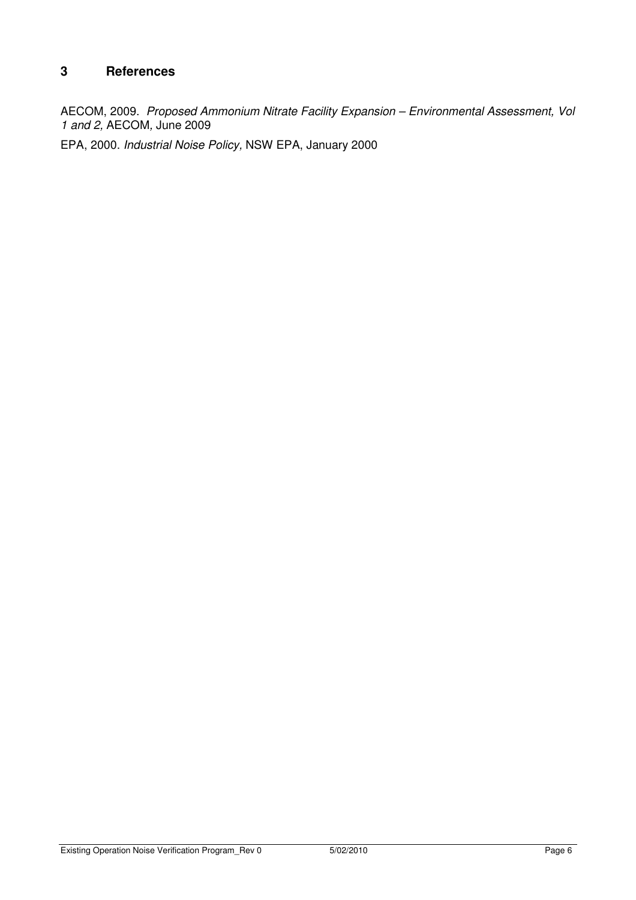## 3 References

AECOM, 2009. *Proposed Ammonium Nitrate Facility Expansion – Environmental Assessment, Vol 1 and 2,* AECOM*,* June 2009

EPA, 2000. *Industrial Noise Policy,* NSW EPA, January 2000